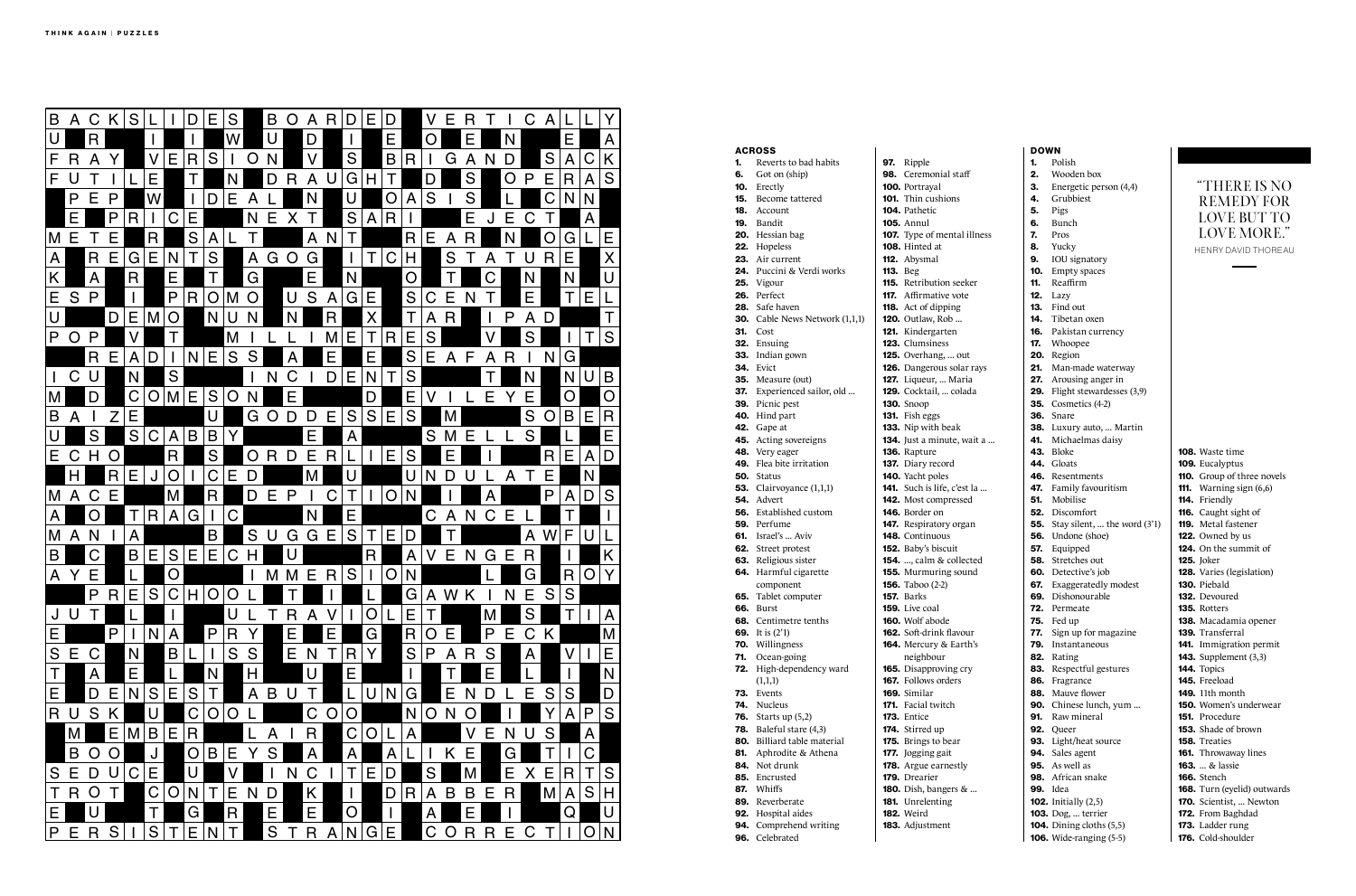## ACROSS

**1.** Reverts to bad habits
**6.** Got on (ship)
**10.** Erectly
**15.** Become tattered
**18.** Account
**19.** Bandit
**20.** Hessian bag
**22.** Hopeless
**23.** Air current
**24.** Puccini & Verdi works
**25.** Vigour
**26.** Perfect
**28.** Safe haven
**30.** Cable News Network (1,1,1)
**31.** Cost
**32.** Ensuing
**33.** Indian gown
**34.** Evict
**35.** Measure (out)
**37.** Experienced sailor, old ...
**39.** Picnic pest
**40.** Hind part
**42.** Gape at
**45.** Acting sovereigns
**48.** Very eager
**49.** Flea bite irritation
**50.** Status
**53.** Clairvoyance (1,1,1)
**54.** Advert
**56.** Established custom
**59.** Perfume
**61.** Israel's ... Aviv
**62.** Street protest
**63.** Religious sister
**64.** Harmful cigarette component
**65.** Tablet computer
**66.** Burst
**68.** Centimetre tenths
**69.** It is (2'1)
**70.** Willingness
**71.** Ocean-going
**72.** High-dependency ward (1,1,1)
**73.** Events
**74.** Nucleus
**76.** Starts up (5,2)
**78.** Baleful stare (4,3)
**80.** Billiard table material
**81.** Aphrodite & Athena
**84.** Not drunk
**85.** Encrusted
**87.** Whiffs
**89.** Reverberate
**92.** Hospital aides
**94.** Comprehend writing
**96.** Celebrated
**97.** Ripple
**98.** Ceremonial staff
**100.** Portrayal
**101.** Thin cushions
**104.** Pathetic
**105.** Annul
**107.** Type of mental illness
**108.** Hinted at
**112.** Abysmal
**113.** Beg
**115.** Retribution seeker
**117.** Affirmative vote
**118.** Act of dipping
**120.** Outlaw, Rob ...
**121.** Kindergarten
**123.** Clumsiness
**125.** Overhang, ... out
**126.** Dangerous solar rays
**127.** Liqueur, ... Maria
**129.** Cocktail, ... colada
**130.** Snoop
**131.** Fish eggs
**133.** Nip with beak
**134.** Just a minute, wait a ...
**136.** Rapture
**137.** Diary record
**140.** Yacht poles
**141.** Such is life, c'est la ...
**142.** Most compressed
**146.** Border on
**147.** Respiratory organ
**148.** Continuous
**152.** Baby's biscuit
**154.** ..., calm & collected
**155.** Murmuring sound
**156.** Taboo (2-2)
**157.** Barks
**159.** Live coal
**160.** Wolf abode
**162.** Soft-drink flavour
**164.** Mercury & Earth's neighbour
**165.** Disapproving cry
**167.** Follows orders
**169.** Similar
**171.** Facial twitch
**173.** Entice
**174.** Stirred up
**175.** Brings to bear
**177.** Jogging gait
**178.** Argue earnestly
**179.** Drearier
**180.** Dish, bangers & ...
**181.** Unrelenting
**182.** Weird
**183.** Adjustment

## DOWN

**1.** Polish
**2.** Wooden box
**3.** Energetic person (4,4)
**4.** Grubbiest
**5.** Pigs
**6.** Bunch
**7.** Pros
**8.** Yucky
**9.** IOU signatory
**10.** Empty spaces
**11.** Reaffirm
**12.** Lazy
**13.** Find out
**14.** Tibetan oxen
**16.** Pakistan currency
**17.** Whoopee
**20.** Region
**21.** Man-made waterway
**27.** Arousing anger in
**29.** Flight stewardesses (3,9)
**35.** Cosmetics (4-2)
**36.** Snare
**38.** Luxury auto, ... Martin
**41.** Michaelmas daisy
**43.** Bloke
**44.** Gloats
**46.** Resentments
**47.** Family favouritism
**51.** Mobilise
**52.** Discomfort
**55.** Stay silent, ... the word (3'1)
**56.** Undone (shoe)
**57.** Equipped
**58.** Stretches out
**60.** Detective's job
**67.** Exaggeratedly modest
**69.** Dishonourable
**72.** Permeate
**75.** Fed up
**77.** Sign up for magazine
**79.** Instantaneous
**82.** Rating
**83.** Respectful gestures
**86.** Fragrance
**88.** Mauve flower
**90.** Chinese lunch, yum ...
**91.** Raw mineral
**92.** Queer
**93.** Light/heat source
**94.** Sales agent
**95.** As well as
**98.** African snake
**99.** Idea
**102.** Initially (2,5)
**103.** Dog, ... terrier
**104.** Dining cloths (5,5)
**106.** Wide-ranging (5-5)
**108.** Waste time
**109.** Eucalyptus
**110.** Group of three novels
**111.** Warning sign (6,6)
**114.** Friendly
**116.** Caught sight of
**119.** Metal fastener
**122.** Owned by us
**124.** On the summit of
**125.** Joker
**128.** Varies (legislation)
**130.** Piebald
**132.** Devoured
**135.** Rotters
**138.** Macadamia opener
**139.** Transferral
**141.** Immigration permit
**143.** Supplement (3,3)
**144.** Topics
**145.** Freeload
**149.** 11th month
**150.** Women's underwear
**151.** Procedure
**153.** Shade of brown
**158.** Treaties
**161.** Throwaway lines
**163.** ... & lassie
**166.** Stench
**168.** Turn (eyelid) outwards
**170.** Scientist, ... Newton
**172.** From Baghdad
**173.** Ladder rung
**176.** Cold-shoulder

> "THERE IS NO REMEDY FOR LOVE BUT TO LOVE MORE."
>
> HENRY DAVID THOREAU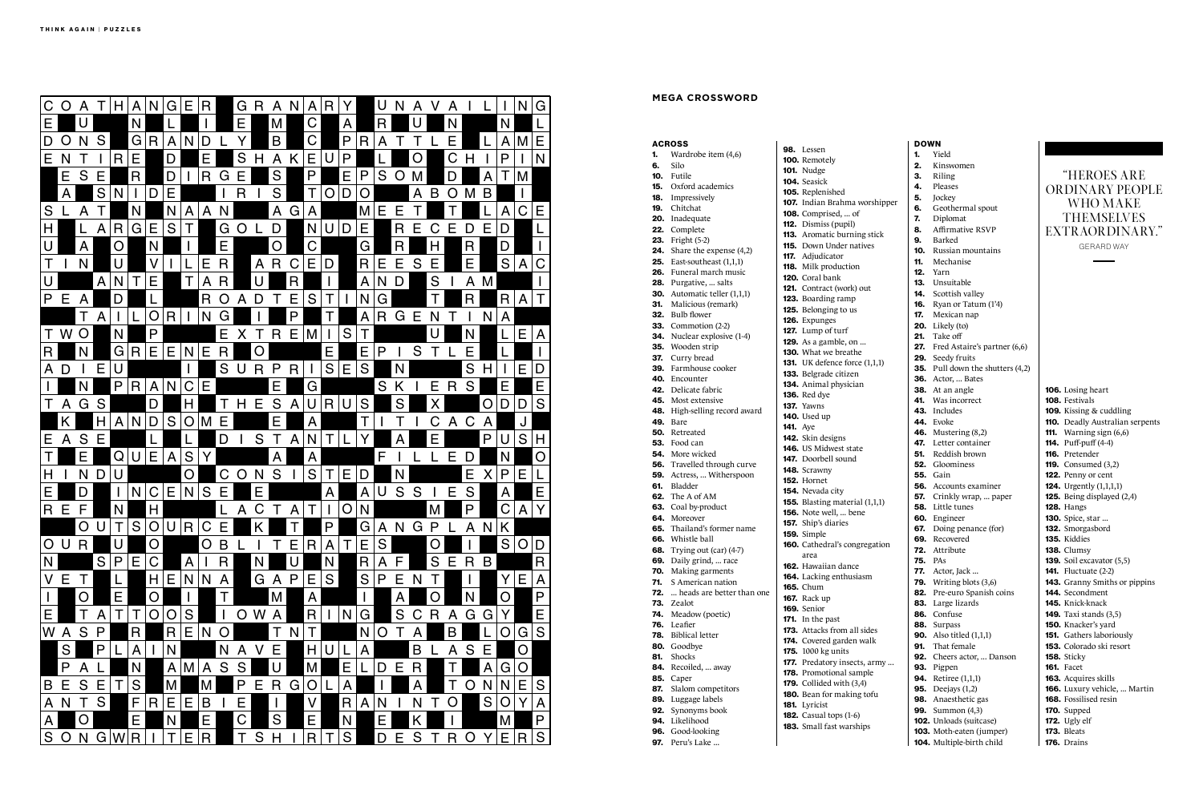## MEGA CROSSWORD

### ACROSS

**1.** Wardrobe item (4,6)
**6.** Silo
**10.** Futile
**15.** Oxford academics
**18.** Impressively
**19.** Chitchat
**20.** Inadequate
**22.** Complete
**23.** Fright (5-2)
**24.** Share the expense (4,2)
**25.** East-southeast (1,1,1)
**26.** Funeral march music
**28.** Purgative, ... salts
**30.** Automatic teller (1,1,1)
**31.** Malicious (remark)
**32.** Bulb flower
**33.** Commotion (2-2)
**34.** Nuclear explosive (1-4)
**35.** Wooden strip
**37.** Curry bread
**39.** Farmhouse cooker
**40.** Encounter
**42.** Delicate fabric
**45.** Most extensive
**48.** High-selling record award
**49.** Bare
**50.** Retreated
**53.** Food can
**54.** More wicked
**56.** Travelled through curve
**59.** Actress, ... Witherspoon
**61.** Bladder
**62.** The A of AM
**63.** Coal by-product
**64.** Moreover
**65.** Thailand's former name
**66.** Whistle ball
**68.** Trying out (car) (4-7)
**69.** Daily grind, ... race
**70.** Making garments
**71.** S American nation
**72.** ... heads are better than one
**73.** Zealot
**74.** Meadow (poetic)
**76.** Leafier
**78.** Biblical letter
**80.** Goodbye
**81.** Shocks
**84.** Recoiled, ... away
**85.** Caper
**87.** Slalom competitors
**89.** Luggage labels
**92.** Synonyms book
**94.** Likelihood
**96.** Good-looking
**97.** Peru's Lake ...
**98.** Lessen
**100.** Remotely
**101.** Nudge
**104.** Seasick
**105.** Replenished
**107.** Indian Brahma worshipper
**108.** Comprised, ... of
**112.** Dismiss (pupil)
**113.** Aromatic burning stick
**115.** Down Under natives
**117.** Adjudicator
**118.** Milk production
**120.** Coral bank
**121.** Contract (work) out
**123.** Boarding ramp
**125.** Belonging to us
**126.** Expunges
**127.** Lump of turf
**129.** As a gamble, on ...
**130.** What we breathe
**131.** UK defence force (1,1,1)
**133.** Belgrade citizen
**134.** Animal physician
**136.** Red dye
**137.** Yawns
**140.** Used up
**141.** Aye
**142.** Skin designs
**146.** US Midwest state
**147.** Doorbell sound
**148.** Scrawny
**152.** Hornet
**154.** Nevada city
**155.** Blasting material (1,1,1)
**156.** Note well, ... bene
**157.** Ship's diaries
**159.** Simple
**160.** Cathedral's congregation area
**162.** Hawaiian dance
**164.** Lacking enthusiasm
**165.** Chum
**167.** Rack up
**169.** Senior
**171.** In the past
**173.** Attacks from all sides
**174.** Covered garden walk
**175.** 1000 kg units
**177.** Predatory insects, army ...
**178.** Promotional sample
**179.** Collided with (3,4)
**180.** Bean for making tofu
**181.** Lyricist
**182.** Casual tops (1-6)
**183.** Small fast warships

### DOWN

**1.** Yield
**2.** Kinswomen
**3.** Riling
**4.** Pleases
**5.** Jockey
**6.** Geothermal spout
**7.** Diplomat
**8.** Affirmative RSVP
**9.** Barked
**10.** Russian mountains
**11.** Mechanise
**12.** Yarn
**13.** Unsuitable
**14.** Scottish valley
**16.** Ryan or Tatum (1'4)
**17.** Mexican nap
**20.** Likely (to)
**21.** Take off
**27.** Fred Astaire's partner (6,6)
**29.** Seedy fruits
**35.** Pull down the shutters (4,2)
**36.** Actor, ... Bates
**38.** At an angle
**41.** Was incorrect
**43.** Includes
**44.** Evoke
**46.** Mustering (8,2)
**47.** Letter container
**51.** Reddish brown
**52.** Gloominess
**55.** Gain
**56.** Accounts examiner
**57.** Crinkly wrap, ... paper
**58.** Little tunes
**60.** Engineer
**67.** Doing penance (for)
**69.** Recovered
**72.** Attribute
**75.** PAs
**77.** Actor, Jack ...
**79.** Writing blots (3,6)
**82.** Pre-euro Spanish coins
**83.** Large lizards
**86.** Confuse
**88.** Surpass
**90.** Also titled (1,1,1)
**91.** That female
**92.** Cheers actor, ... Danson
**93.** Pigpen
**94.** Retiree (1,1,1)
**95.** Deejays (1,2)
**98.** Anaesthetic gas
**99.** Summon (4,3)
**102.** Unloads (suitcase)
**103.** Moth-eaten (jumper)
**104.** Multiple-birth child
**106.** Losing heart
**108.** Festivals
**109.** Kissing & cuddling
**110.** Deadly Australian serpents
**111.** Warning sign (6,6)
**114.** Puff-puff (4-4)
**116.** Pretender
**119.** Consumed (3,2)
**122.** Penny or cent
**124.** Urgently (1,1,1,1)
**125.** Being displayed (2,4)
**128.** Hangs
**130.** Spice, star ...
**132.** Smorgasbord
**135.** Kiddies
**138.** Clumsy
**139.** Soil excavator (5,5)
**141.** Fluctuate (2-2)
**143.** Granny Smiths or pippins
**144.** Secondment
**145.** Knick-knack
**149.** Taxi stands (3,5)
**150.** Knacker's yard
**151.** Gathers laboriously
**153.** Colorado ski resort
**158.** Sticky
**161.** Facet
**163.** Acquires skills
**166.** Luxury vehicle, ... Martin
**168.** Fossilised resin
**170.** Supped
**172.** Ugly elf
**173.** Bleats
**176.** Drains

---

"HEROES ARE ORDINARY PEOPLE WHO MAKE THEMSELVES EXTRAORDINARY."

GERARD WAY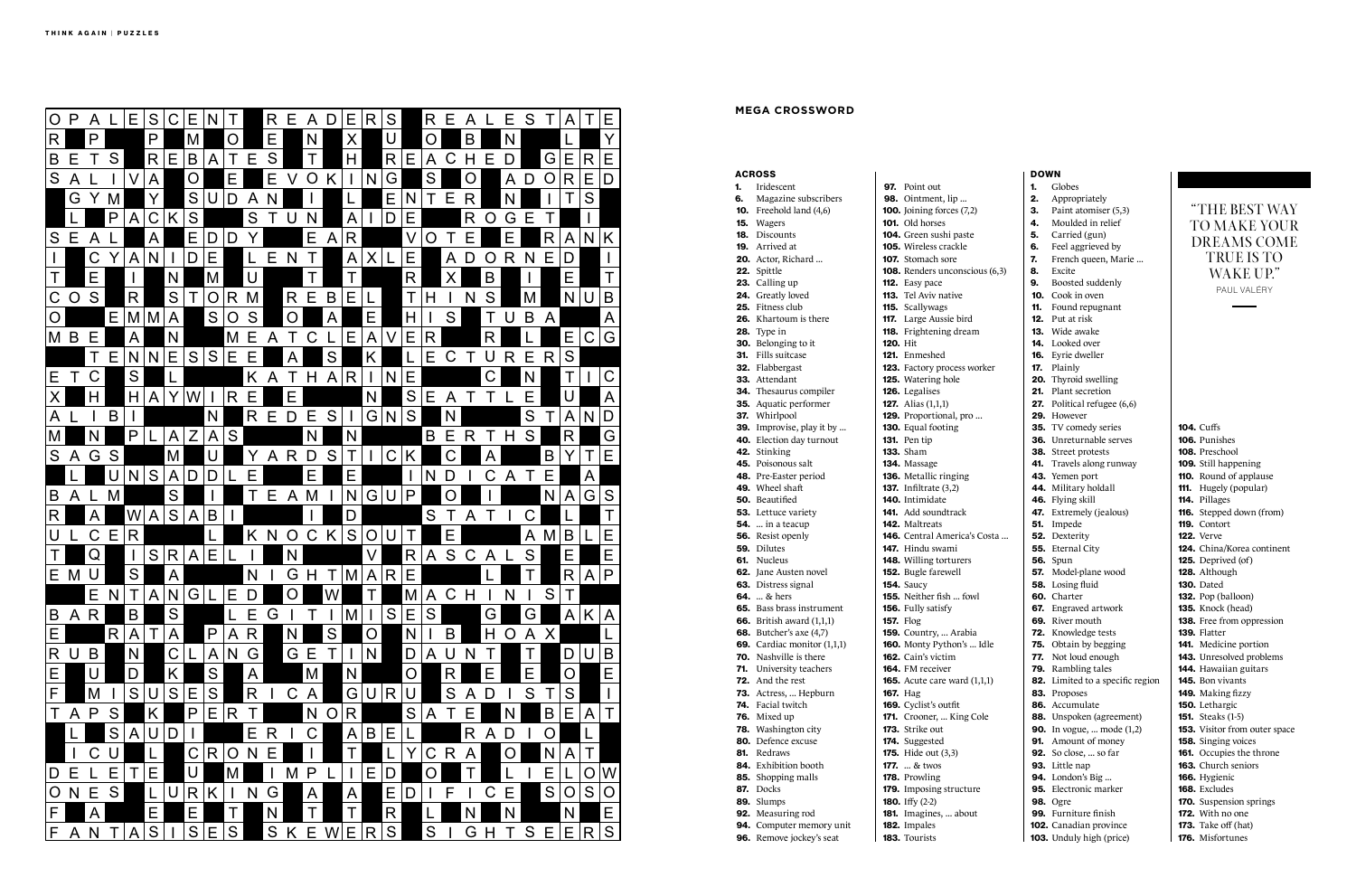## MEGA CROSSWORD

### ACROSS

**1.** Iridescent
**6.** Magazine subscribers
**10.** Freehold land (4,6)
**15.** Wagers
**18.** Discounts
**19.** Arrived at
**20.** Actor, Richard ...
**22.** Spittle
**23.** Calling up
**24.** Greatly loved
**25.** Fitness club
**26.** Khartoum is there
**28.** Type in
**30.** Belonging to it
**31.** Fills suitcase
**32.** Flabbergast
**33.** Attendant
**34.** Thesaurus compiler
**35.** Aquatic performer
**37.** Whirlpool
**39.** Improvise, play it by ...
**40.** Election day turnout
**42.** Stinking
**45.** Poisonous salt
**48.** Pre-Easter period
**49.** Wheel shaft
**50.** Beautified
**53.** Lettuce variety
**54.** ... in a teacup
**56.** Resist openly
**59.** Dilutes
**61.** Nucleus
**62.** Jane Austen novel
**63.** Distress signal
**64.** ... & hers
**65.** Bass brass instrument
**66.** British award (1,1,1)
**68.** Butcher's axe (4,7)
**69.** Cardiac monitor (1,1,1)
**70.** Nashville is there
**71.** University teachers
**72.** And the rest
**73.** Actress, ... Hepburn
**74.** Facial twitch
**76.** Mixed up
**78.** Washington city
**80.** Defence excuse
**81.** Redraws
**84.** Exhibition booth
**85.** Shopping malls
**87.** Docks
**89.** Slumps
**92.** Measuring rod
**94.** Computer memory unit
**96.** Remove jockey's seat
**97.** Point out
**98.** Ointment, lip ...
**100.** Joining forces (7,2)
**101.** Old horses
**104.** Green sushi paste
**105.** Wireless crackle
**107.** Stomach sore
**108.** Renders unconscious (6,3)
**112.** Easy pace
**113.** Tel Aviv native
**115.** Scallywags
**117.** Large Aussie bird
**118.** Frightening dream
**120.** Hit
**121.** Enmeshed
**123.** Factory process worker
**125.** Watering hole
**126.** Legalises
**127.** Alias (1,1,1)
**129.** Proportional, pro ...
**130.** Equal footing
**131.** Pen tip
**133.** Sham
**134.** Massage
**136.** Metallic ringing
**137.** Infiltrate (3,2)
**140.** Intimidate
**141.** Add soundtrack
**142.** Maltreats
**146.** Central America's Costa ...
**147.** Hindu swami
**148.** Willing torturers
**152.** Bugle farewell
**154.** Saucy
**155.** Neither fish ... fowl
**156.** Fully satisfy
**157.** Flog
**159.** Country, ... Arabia
**160.** Monty Python's ... Idle
**162.** Cain's victim
**164.** FM receiver
**165.** Acute care ward (1,1,1)
**167.** Hag
**169.** Cyclist's outfit
**171.** Crooner, ... King Cole
**173.** Strike out
**174.** Suggested
**175.** Hide out (3,3)
**177.** ... & twos
**178.** Prowling
**179.** Imposing structure
**180.** Iffy (2-2)
**181.** Imagines, ... about
**182.** Impales
**183.** Tourists

### DOWN

**1.** Globes
**2.** Appropriately
**3.** Paint atomiser (5,3)
**4.** Moulded in relief
**5.** Carried (gun)
**6.** Feel aggrieved by
**7.** French queen, Marie ...
**8.** Excite
**9.** Boosted suddenly
**10.** Cook in oven
**11.** Found repugnant
**12.** Put at risk
**13.** Wide awake
**14.** Looked over
**16.** Eyrie dweller
**17.** Plainly
**20.** Thyroid swelling
**21.** Plant secretion
**27.** Political refugee (6,6)
**29.** However
**35.** TV comedy series
**36.** Unreturnable serves
**38.** Street protests
**41.** Travels along runway
**43.** Yemen port
**44.** Military holdall
**46.** Flying skill
**47.** Extremely (jealous)
**51.** Impede
**52.** Dexterity
**55.** Eternal City
**56.** Spun
**57.** Model-plane wood
**58.** Losing fluid
**60.** Charter
**67.** Engraved artwork
**69.** River mouth
**72.** Knowledge tests
**75.** Obtain by begging
**77.** Not loud enough
**79.** Rambling tales
**82.** Limited to a specific region
**83.** Proposes
**86.** Accumulate
**88.** Unspoken (agreement)
**90.** In vogue, ... mode (1,2)
**91.** Amount of money
**92.** So close, ... so far
**93.** Little nap
**94.** London's Big ...
**95.** Electronic marker
**98.** Ogre
**99.** Furniture finish
**102.** Canadian province
**103.** Unduly high (price)
**104.** Cuffs
**106.** Punishes
**108.** Preschool
**109.** Still happening
**110.** Round of applause
**111.** Hugely (popular)
**114.** Pillages
**116.** Stepped down (from)
**119.** Contort
**122.** Verve
**124.** China/Korea continent
**125.** Deprived (of)
**128.** Although
**130.** Dated
**132.** Pop (balloon)
**135.** Knock (head)
**138.** Free from oppression
**139.** Flatter
**141.** Medicine portion
**143.** Unresolved problems
**144.** Hawaiian guitars
**145.** Bon vivants
**149.** Making fizzy
**150.** Lethargic
**151.** Steaks (1-5)
**153.** Visitor from outer space
**158.** Singing voices
**161.** Occupies the throne
**163.** Church seniors
**166.** Hygienic
**168.** Excludes
**170.** Suspension springs
**172.** With no one
**173.** Take off (hat)
**176.** Misfortunes

"THE BEST WAY TO MAKE YOUR DREAMS COME TRUE IS TO WAKE UP."

PAUL VALÉRY